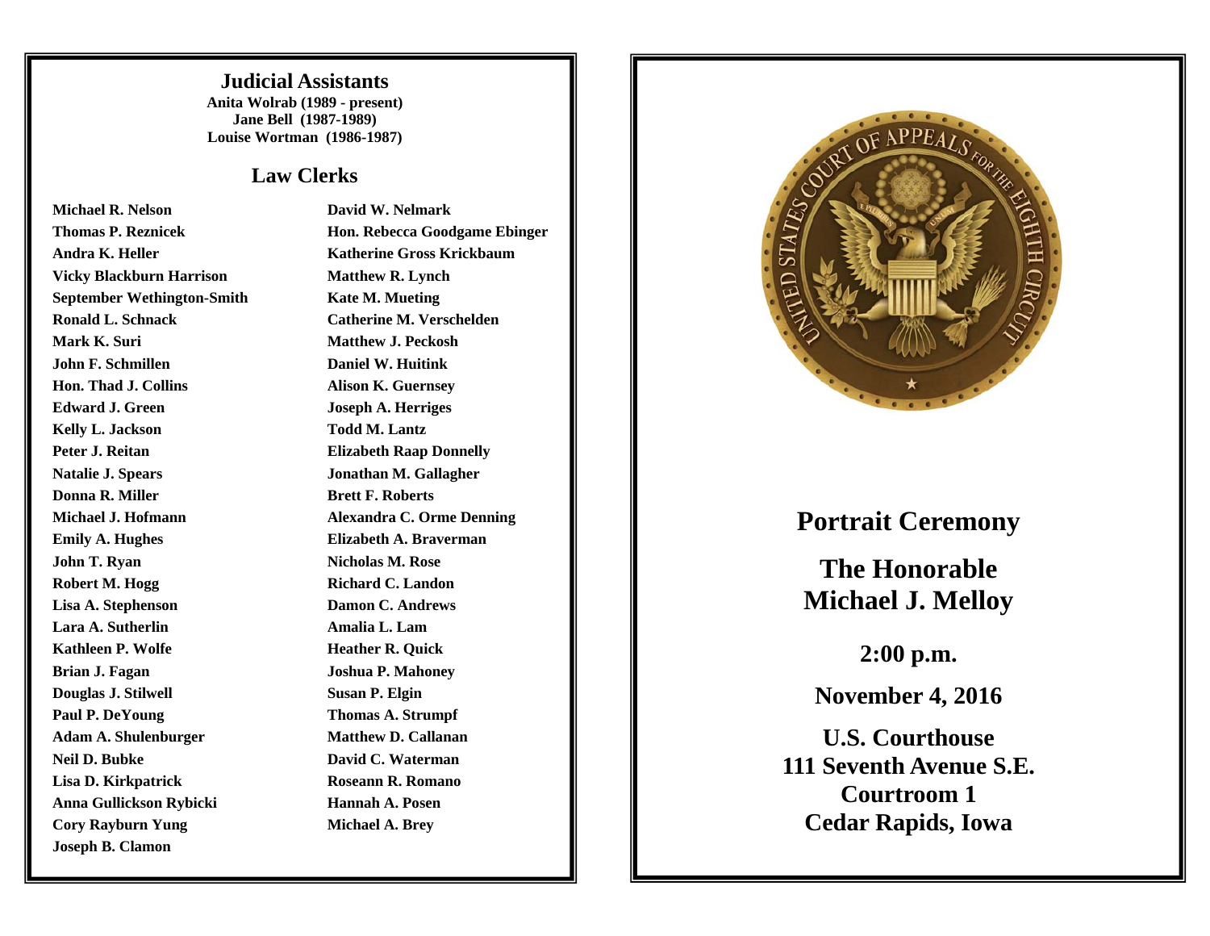## Judicial Assistants

**Anita Wolrab (1989 - present)**
**Jane Bell (1987-1989)**
**Louise Wortman (1986-1987)**

## Law Clerks

**Michael R. Nelson**
**Thomas P. Reznicek**
**Andra K. Heller**
**Vicky Blackburn Harrison**
**September Wethington-Smith**
**Ronald L. Schnack**
**Mark K. Suri**
**John F. Schmillen**
**Hon. Thad J. Collins**
**Edward J. Green**
**Kelly L. Jackson**
**Peter J. Reitan**
**Natalie J. Spears**
**Donna R. Miller**
**Michael J. Hofmann**
**Emily A. Hughes**
**John T. Ryan**
**Robert M. Hogg**
**Lisa A. Stephenson**
**Lara A. Sutherlin**
**Kathleen P. Wolfe**
**Brian J. Fagan**
**Douglas J. Stilwell**
**Paul P. DeYoung**
**Adam A. Shulenburger**
**Neil D. Bubke**
**Lisa D. Kirkpatrick**
**Anna Gullickson Rybicki**
**Cory Rayburn Yung**
**Joseph B. Clamon**
**David W. Nelmark**
**Hon. Rebecca Goodgame Ebinger**
**Katherine Gross Krickbaum**
**Matthew R. Lynch**
**Kate M. Mueting**
**Catherine M. Verschelden**
**Matthew J. Peckosh**
**Daniel W. Huitink**
**Alison K. Guernsey**
**Joseph A. Herriges**
**Todd M. Lantz**
**Elizabeth Raap Donnelly**
**Jonathan M. Gallagher**
**Brett F. Roberts**
**Alexandra C. Orme Denning**
**Elizabeth A. Braverman**
**Nicholas M. Rose**
**Richard C. Landon**
**Damon C. Andrews**
**Amalia L. Lam**
**Heather R. Quick**
**Joshua P. Mahoney**
**Susan P. Elgin**
**Thomas A. Strumpf**
**Matthew D. Callanan**
**David C. Waterman**
**Roseann R. Romano**
**Hannah A. Posen**
**Michael A. Brey**

# Portrait Ceremony

# The Honorable Michael J. Melloy

**2:00 p.m.**

**November 4, 2016**

**U.S. Courthouse**
**111 Seventh Avenue S.E.**
**Courtroom 1**
**Cedar Rapids, Iowa**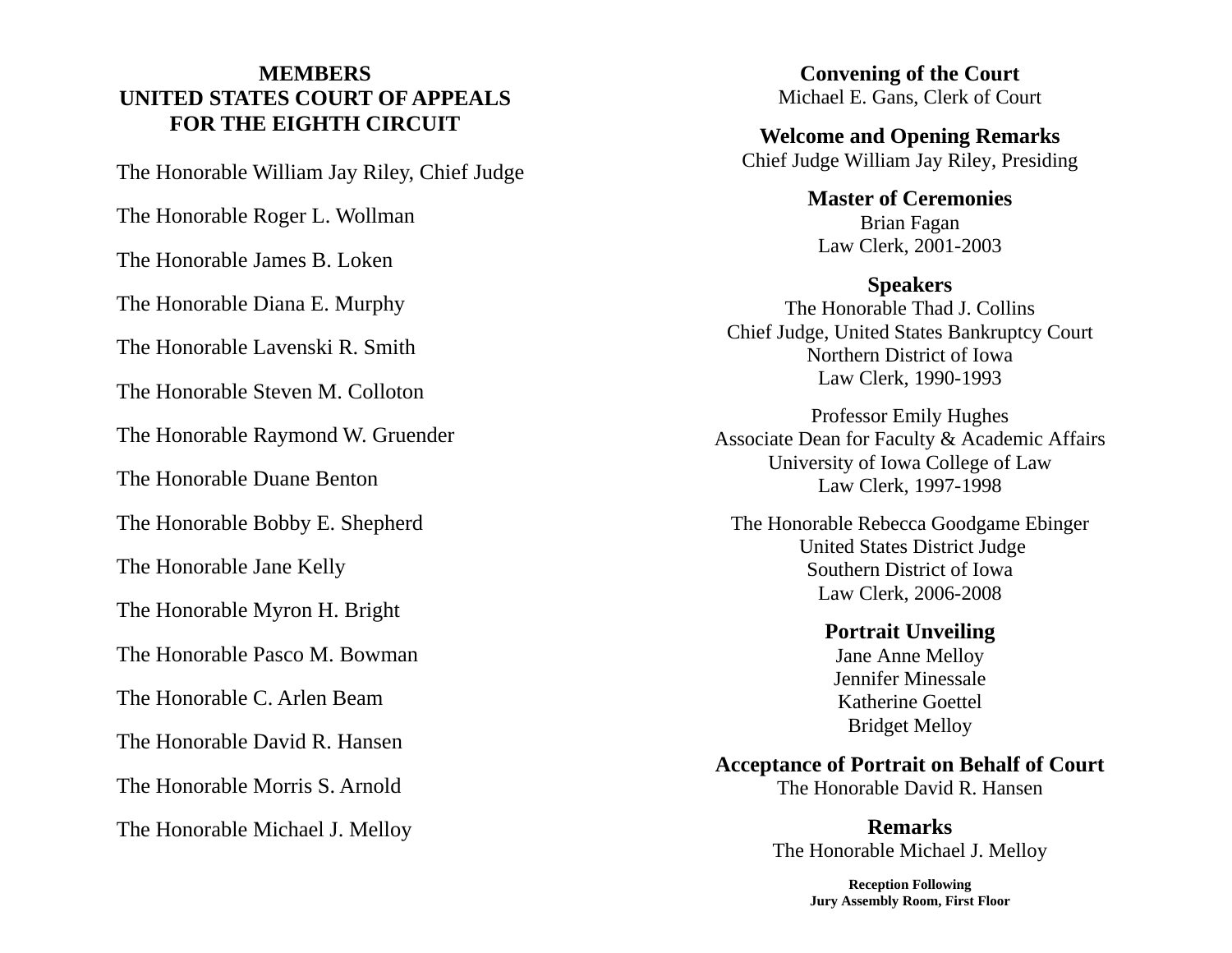## MEMBERS
## UNITED STATES COURT OF APPEALS
## FOR THE EIGHTH CIRCUIT

The Honorable William Jay Riley, Chief Judge

The Honorable Roger L. Wollman

The Honorable James B. Loken

The Honorable Diana E. Murphy

The Honorable Lavenski R. Smith

The Honorable Steven M. Colloton

The Honorable Raymond W. Gruender

The Honorable Duane Benton

The Honorable Bobby E. Shepherd

The Honorable Jane Kelly

The Honorable Myron H. Bright

The Honorable Pasco M. Bowman

The Honorable C. Arlen Beam

The Honorable David R. Hansen

The Honorable Morris S. Arnold

The Honorable Michael J. Melloy

**Convening of the Court**
Michael E. Gans, Clerk of Court

**Welcome and Opening Remarks**
Chief Judge William Jay Riley, Presiding

**Master of Ceremonies**
Brian Fagan
Law Clerk, 2001-2003

**Speakers**
The Honorable Thad J. Collins
Chief Judge, United States Bankruptcy Court
Northern District of Iowa
Law Clerk, 1990-1993

Professor Emily Hughes
Associate Dean for Faculty & Academic Affairs
University of Iowa College of Law
Law Clerk, 1997-1998

The Honorable Rebecca Goodgame Ebinger
United States District Judge
Southern District of Iowa
Law Clerk, 2006-2008

**Portrait Unveiling**
Jane Anne Melloy
Jennifer Minessale
Katherine Goettel
Bridget Melloy

**Acceptance of Portrait on Behalf of Court**
The Honorable David R. Hansen

**Remarks**
The Honorable Michael J. Melloy

**Reception Following**
**Jury Assembly Room, First Floor**